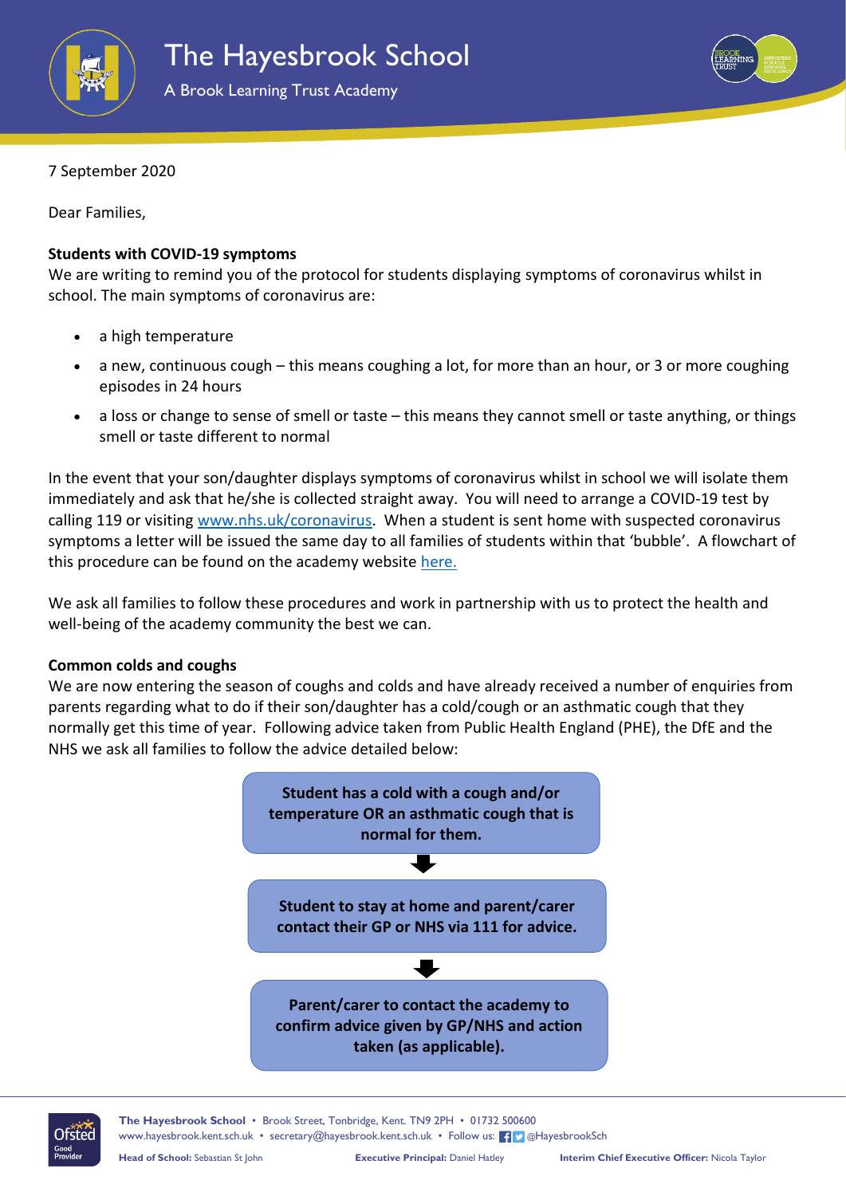# The Hayesbrook School

A Brook Learning Trust Academy

7 September 2020

Dear Families,

**Students with COVID-19 symptoms**

We are writing to remind you of the protocol for students displaying symptoms of coronavirus whilst in school. The main symptoms of coronavirus are:

- a high temperature
- a new, continuous cough – this means coughing a lot, for more than an hour, or 3 or more coughing episodes in 24 hours
- a loss or change to sense of smell or taste – this means they cannot smell or taste anything, or things smell or taste different to normal

In the event that your son/daughter displays symptoms of coronavirus whilst in school we will isolate them immediately and ask that he/she is collected straight away. You will need to arrange a COVID-19 test by calling 119 or visiting [www.nhs.uk/coronavirus](www.nhs.uk/coronavirus). When a student is sent home with suspected coronavirus symptoms a letter will be issued the same day to all families of students within that 'bubble'. A flowchart of this procedure can be found on the academy website [here.]()

We ask all families to follow these procedures and work in partnership with us to protect the health and well-being of the academy community the best we can.

**Common colds and coughs**

We are now entering the season of coughs and colds and have already received a number of enquiries from parents regarding what to do if their son/daughter has a cold/cough or an asthmatic cough that they normally get this time of year. Following advice taken from Public Health England (PHE), the DfE and the NHS we ask all families to follow the advice detailed below:

**Student has a cold with a cough and/or temperature OR an asthmatic cough that is normal for them.**

↓

**Student to stay at home and parent/carer contact their GP or NHS via 111 for advice.**

↓

**Parent/carer to contact the academy to confirm advice given by GP/NHS and action taken (as applicable).**

**The Hayesbrook School** • Brook Street, Tonbridge, Kent. TN9 2PH • 01732 500600
www.hayesbrook.kent.sch.uk • secretary@hayesbrook.kent.sch.uk • Follow us: @HayesbrookSch

**Head of School:** Sebastian St John **Executive Principal:** Daniel Hatley **Interim Chief Executive Officer:** Nicola Taylor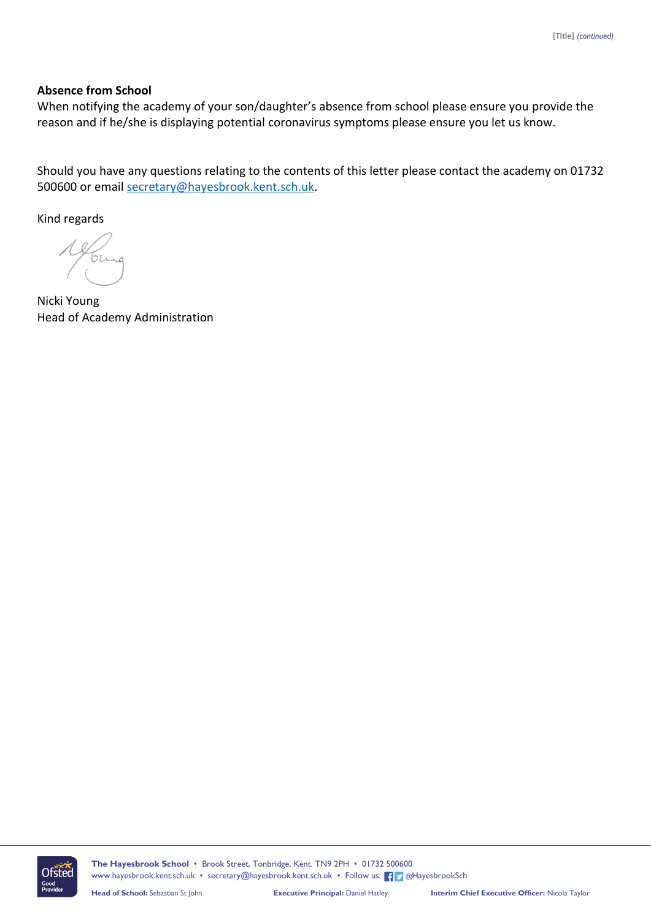**Absence from School**

When notifying the academy of your son/daughter's absence from school please ensure you provide the reason and if he/she is displaying potential coronavirus symptoms please ensure you let us know.

Should you have any questions relating to the contents of this letter please contact the academy on 01732 500600 or email secretary@hayesbrook.kent.sch.uk.

Kind regards

Nicki Young
Head of Academy Administration